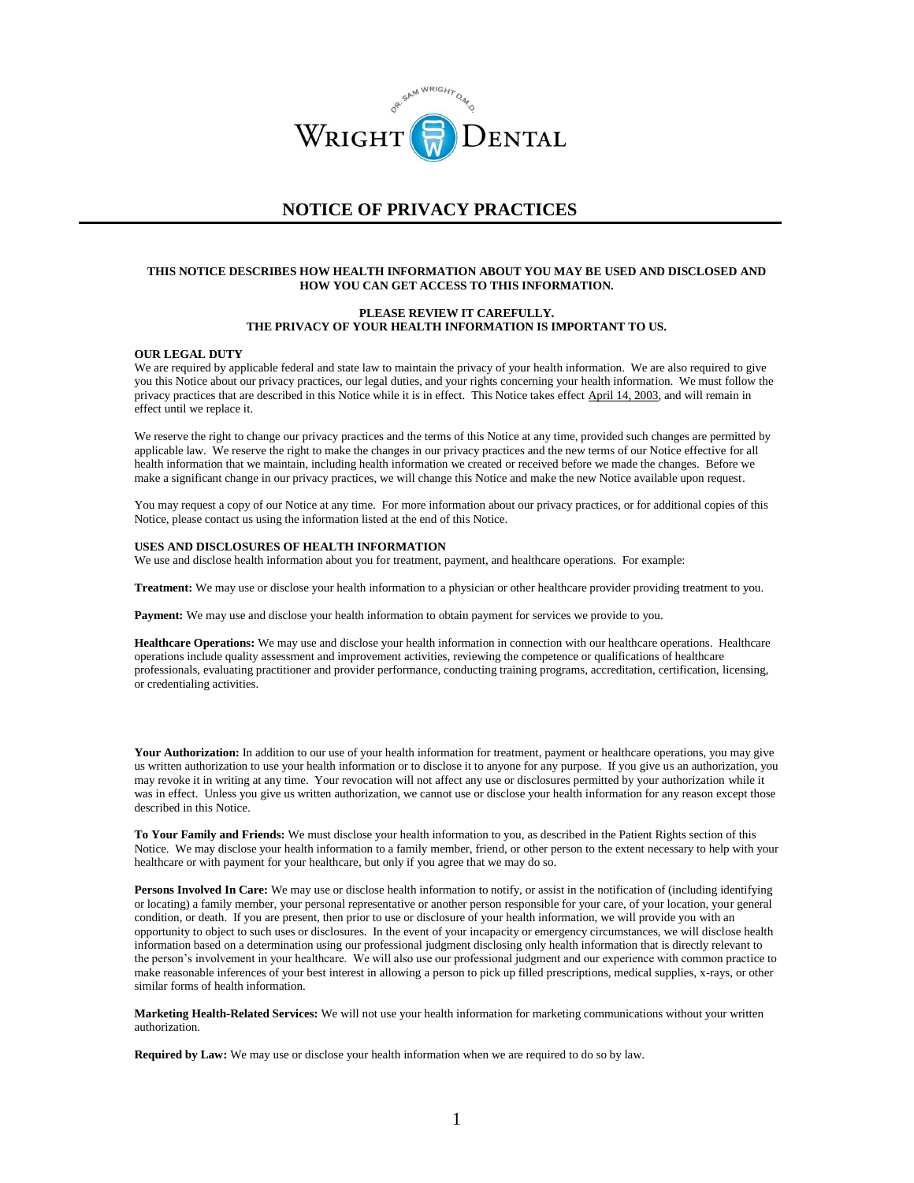WRIGHT DENTAL

DR. SAM WRIGHT D.M.D.

# NOTICE OF PRIVACY PRACTICES

**THIS NOTICE DESCRIBES HOW HEALTH INFORMATION ABOUT YOU MAY BE USED AND DISCLOSED AND HOW YOU CAN GET ACCESS TO THIS INFORMATION.**

**PLEASE REVIEW IT CAREFULLY.**
**THE PRIVACY OF YOUR HEALTH INFORMATION IS IMPORTANT TO US.**

## OUR LEGAL DUTY

We are required by applicable federal and state law to maintain the privacy of your health information. We are also required to give you this Notice about our privacy practices, our legal duties, and your rights concerning your health information. We must follow the privacy practices that are described in this Notice while it is in effect. This Notice takes effect April 14, 2003, and will remain in effect until we replace it.

We reserve the right to change our privacy practices and the terms of this Notice at any time, provided such changes are permitted by applicable law. We reserve the right to make the changes in our privacy practices and the new terms of our Notice effective for all health information that we maintain, including health information we created or received before we made the changes. Before we make a significant change in our privacy practices, we will change this Notice and make the new Notice available upon request.

You may request a copy of our Notice at any time. For more information about our privacy practices, or for additional copies of this Notice, please contact us using the information listed at the end of this Notice.

## USES AND DISCLOSURES OF HEALTH INFORMATION

We use and disclose health information about you for treatment, payment, and healthcare operations. For example:

**Treatment:** We may use or disclose your health information to a physician or other healthcare provider providing treatment to you.

**Payment:** We may use and disclose your health information to obtain payment for services we provide to you.

**Healthcare Operations:** We may use and disclose your health information in connection with our healthcare operations. Healthcare operations include quality assessment and improvement activities, reviewing the competence or qualifications of healthcare professionals, evaluating practitioner and provider performance, conducting training programs, accreditation, certification, licensing, or credentialing activities.

**Your Authorization:** In addition to our use of your health information for treatment, payment or healthcare operations, you may give us written authorization to use your health information or to disclose it to anyone for any purpose. If you give us an authorization, you may revoke it in writing at any time. Your revocation will not affect any use or disclosures permitted by your authorization while it was in effect. Unless you give us written authorization, we cannot use or disclose your health information for any reason except those described in this Notice.

**To Your Family and Friends:** We must disclose your health information to you, as described in the Patient Rights section of this Notice. We may disclose your health information to a family member, friend, or other person to the extent necessary to help with your healthcare or with payment for your healthcare, but only if you agree that we may do so.

**Persons Involved In Care:** We may use or disclose health information to notify, or assist in the notification of (including identifying or locating) a family member, your personal representative or another person responsible for your care, of your location, your general condition, or death. If you are present, then prior to use or disclosure of your health information, we will provide you with an opportunity to object to such uses or disclosures. In the event of your incapacity or emergency circumstances, we will disclose health information based on a determination using our professional judgment disclosing only health information that is directly relevant to the person's involvement in your healthcare. We will also use our professional judgment and our experience with common practice to make reasonable inferences of your best interest in allowing a person to pick up filled prescriptions, medical supplies, x-rays, or other similar forms of health information.

**Marketing Health-Related Services:** We will not use your health information for marketing communications without your written authorization.

**Required by Law:** We may use or disclose your health information when we are required to do so by law.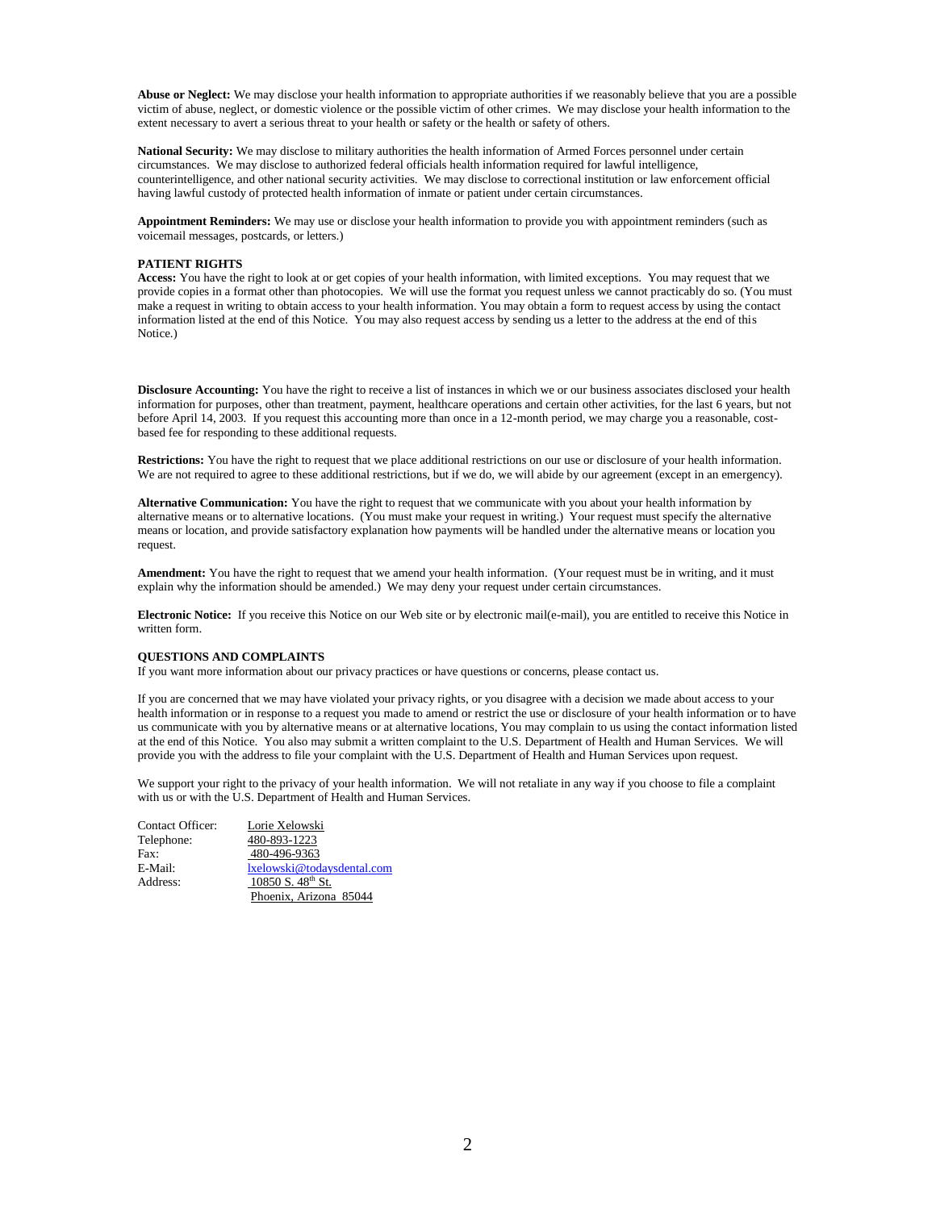**Abuse or Neglect:** We may disclose your health information to appropriate authorities if we reasonably believe that you are a possible victim of abuse, neglect, or domestic violence or the possible victim of other crimes. We may disclose your health information to the extent necessary to avert a serious threat to your health or safety or the health or safety of others.

**National Security:** We may disclose to military authorities the health information of Armed Forces personnel under certain circumstances. We may disclose to authorized federal officials health information required for lawful intelligence, counterintelligence, and other national security activities. We may disclose to correctional institution or law enforcement official having lawful custody of protected health information of inmate or patient under certain circumstances.

**Appointment Reminders:** We may use or disclose your health information to provide you with appointment reminders (such as voicemail messages, postcards, or letters.)

**PATIENT RIGHTS**

**Access:** You have the right to look at or get copies of your health information, with limited exceptions. You may request that we provide copies in a format other than photocopies. We will use the format you request unless we cannot practicably do so. (You must make a request in writing to obtain access to your health information. You may obtain a form to request access by using the contact information listed at the end of this Notice. You may also request access by sending us a letter to the address at the end of this Notice.)

**Disclosure Accounting:** You have the right to receive a list of instances in which we or our business associates disclosed your health information for purposes, other than treatment, payment, healthcare operations and certain other activities, for the last 6 years, but not before April 14, 2003. If you request this accounting more than once in a 12-month period, we may charge you a reasonable, cost-based fee for responding to these additional requests.

**Restrictions:** You have the right to request that we place additional restrictions on our use or disclosure of your health information. We are not required to agree to these additional restrictions, but if we do, we will abide by our agreement (except in an emergency).

**Alternative Communication:** You have the right to request that we communicate with you about your health information by alternative means or to alternative locations. (You must make your request in writing.) Your request must specify the alternative means or location, and provide satisfactory explanation how payments will be handled under the alternative means or location you request.

**Amendment:** You have the right to request that we amend your health information. (Your request must be in writing, and it must explain why the information should be amended.) We may deny your request under certain circumstances.

**Electronic Notice:** If you receive this Notice on our Web site or by electronic mail(e-mail), you are entitled to receive this Notice in written form.

**QUESTIONS AND COMPLAINTS**

If you want more information about our privacy practices or have questions or concerns, please contact us.

If you are concerned that we may have violated your privacy rights, or you disagree with a decision we made about access to your health information or in response to a request you made to amend or restrict the use or disclosure of your health information or to have us communicate with you by alternative means or at alternative locations, You may complain to us using the contact information listed at the end of this Notice. You also may submit a written complaint to the U.S. Department of Health and Human Services. We will provide you with the address to file your complaint with the U.S. Department of Health and Human Services upon request.

We support your right to the privacy of your health information. We will not retaliate in any way if you choose to file a complaint with us or with the U.S. Department of Health and Human Services.

Contact Officer: Lorie Xelowski
Telephone: 480-893-1223
Fax: 480-496-9363
E-Mail: lxelowski@todaysdental.com
Address: 10850 S. 48th St.
Phoenix, Arizona 85044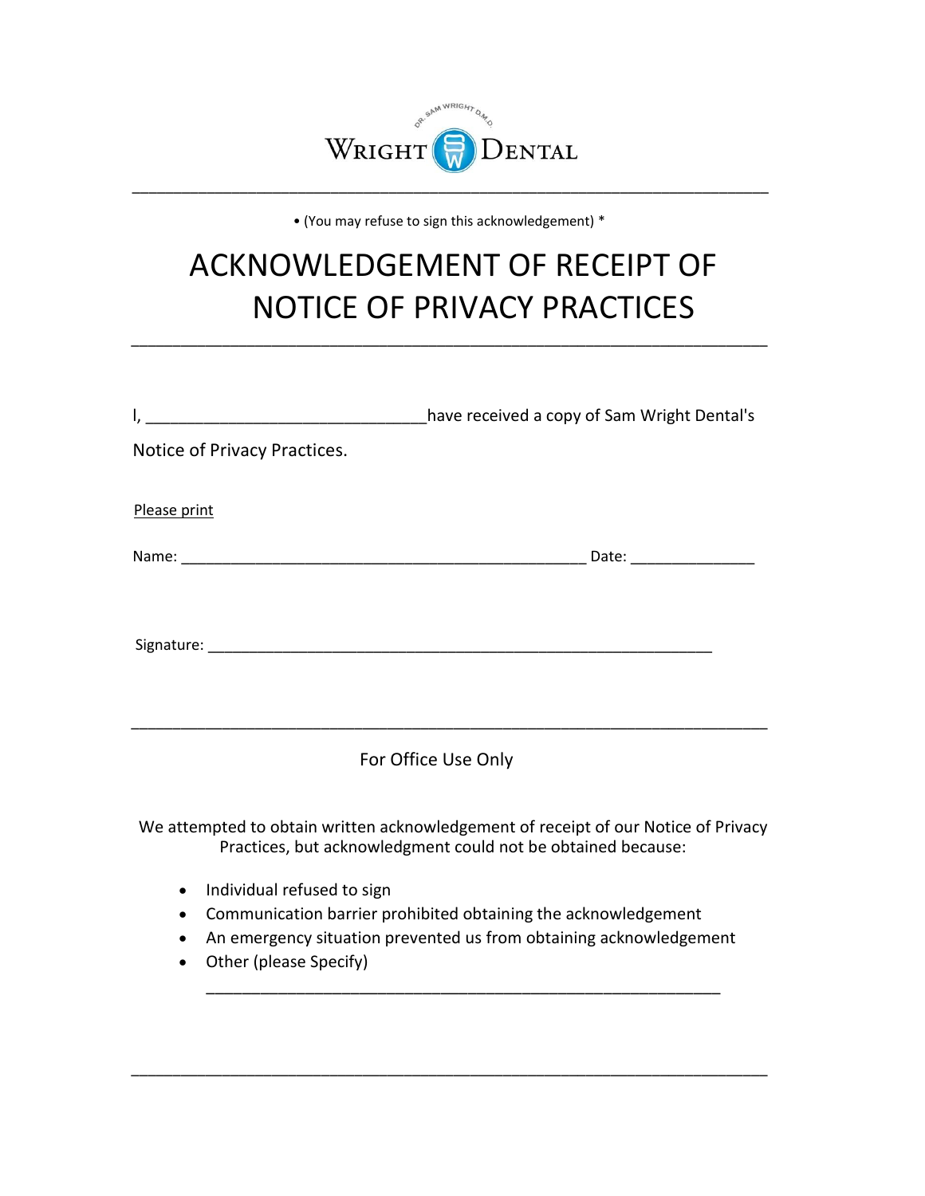WRIGHT DENTAL

DR. SAM WRIGHT D.M.D.

---

• (You may refuse to sign this acknowledgement) *

# ACKNOWLEDGEMENT OF RECEIPT OF NOTICE OF PRIVACY PRACTICES

---

I, _______________________________have received a copy of Sam Wright Dental's Notice of Privacy Practices.

Please print

Name: _____________________________________________ Date: ______________

Signature: ________________________________________________________

---

For Office Use Only

We attempted to obtain written acknowledgement of receipt of our Notice of Privacy Practices, but acknowledgment could not be obtained because:

- Individual refused to sign
- Communication barrier prohibited obtaining the acknowledgement
- An emergency situation prevented us from obtaining acknowledgement
- Other (please Specify)

  _________________________________________________________

---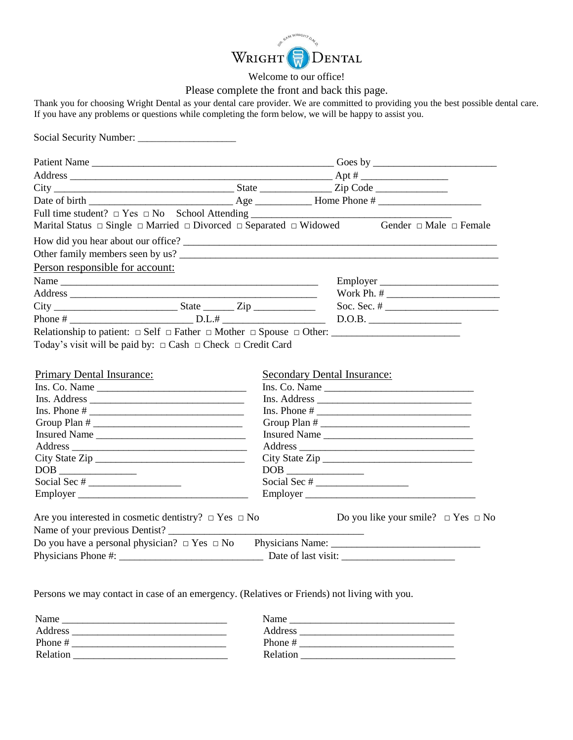# WRIGHT DENTAL

Welcome to our office!

Please complete the front and back this page.

Thank you for choosing Wright Dental as your dental care provider. We are committed to providing you the best possible dental care. If you have any problems or questions while completing the form below, we will be happy to assist you.

Social Security Number: ___________________

Patient Name ______________________________________________ Goes by _______________________

Address __________________________________________________ Apt # ________________

City _________________________________ State ______________ Zip Code ______________

Date of birth ___________________________ Age ___________ Home Phone # ____________________

Full time student? □ Yes □ No School Attending ______________________________________

Marital Status □ Single □ Married □ Divorced □ Separated □ Widowed Gender □ Male □ Female

How did you hear about our office? ___________________________________________________________

Other family members seen by us? ____________________________________________________________

Person responsible for account:

Name ________________________________________________ Employer ______________________

Address ______________________________________________ Work Ph. # _____________________

City ______________________ State ______ Zip ____________ Soc. Sec. # _____________________

Phone # ________________________ D.L.# ____________________ D.O.B. __________________

Relationship to patient: □ Self □ Father □ Mother □ Spouse □ Other: ________________________

Today's visit will be paid by: □ Cash □ Check □ Credit Card

Primary Dental Insurance:

Ins. Co. Name ____________________________

Ins. Address ____________________________

Ins. Phone # ____________________________

Group Plan # ____________________________

Insured Name ____________________________

Address ____________________________

City State Zip ____________________________

DOB _______________

Social Sec # __________________

Employer ____________________________

Secondary Dental Insurance:

Ins. Co. Name ____________________________

Ins. Address ____________________________

Ins. Phone # ____________________________

Group Plan # ____________________________

Insured Name ____________________________

Address ____________________________

City State Zip ____________________________

DOB _______________

Social Sec # __________________

Employer ____________________________

Are you interested in cosmetic dentistry? □ Yes □ No Do you like your smile? □ Yes □ No

Name of your previous Dentist? ______________________________________

Do you have a personal physician? □ Yes □ No Physicians Name: _____________________________

Physicians Phone #: ____________________________ Date of last visit: ______________________

Persons we may contact in case of an emergency. (Relatives or Friends) not living with you.

Name ________________________________

Address ______________________________

Phone # ______________________________

Relation ______________________________

Name ________________________________

Address ______________________________

Phone # ______________________________

Relation ______________________________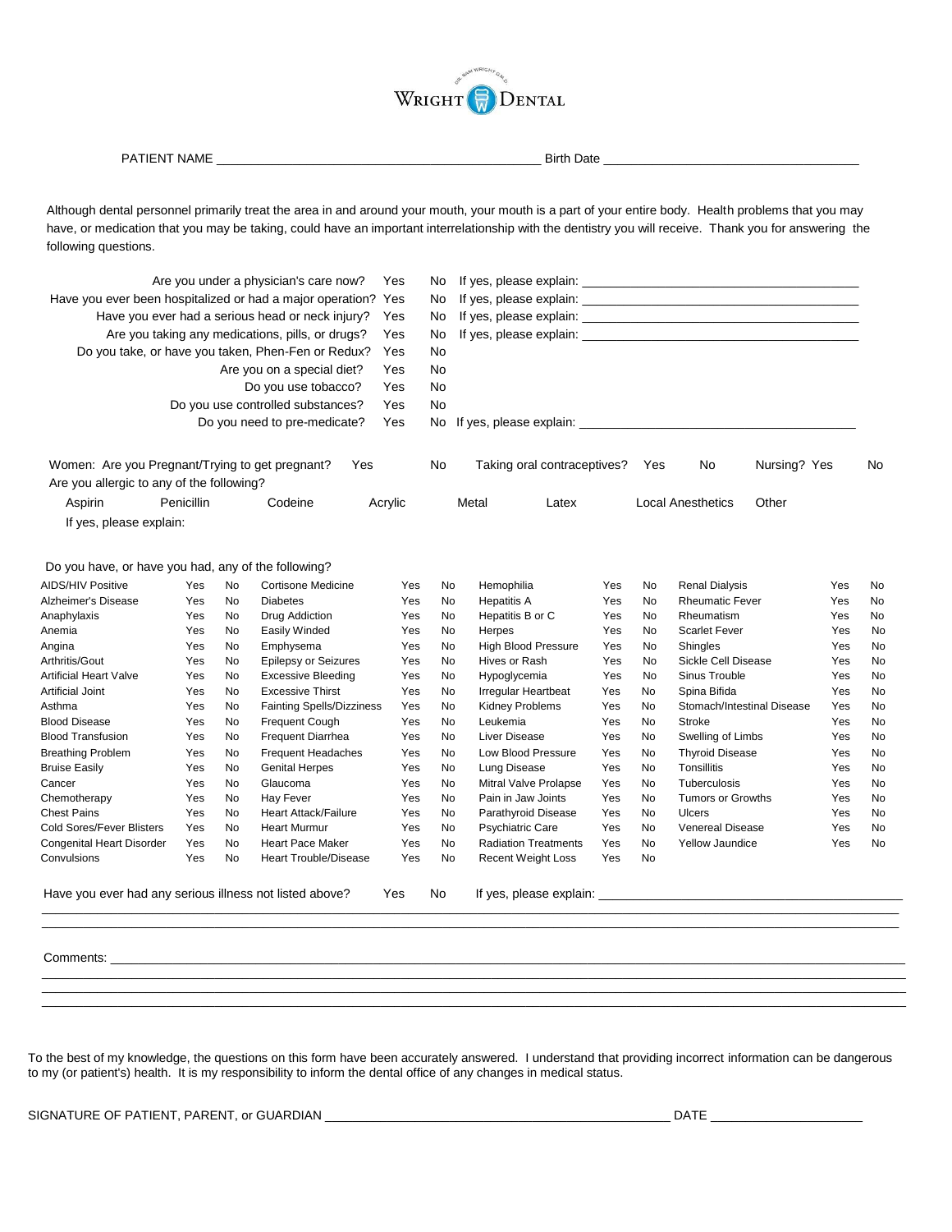# WRIGHT DENTAL

PATIENT NAME ______________________________________________ Birth Date ____________________________________

Although dental personnel primarily treat the area in and around your mouth, your mouth is a part of your entire body. Health problems that you may have, or medication that you may be taking, could have an important interrelationship with the dentistry you will receive. Thank you for answering the following questions.

| | | | |
|---|---|---|---|
| Are you under a physician's care now? | Yes | No | If yes, please explain: ______________________________________ |
| Have you ever been hospitalized or had a major operation? | Yes | No | If yes, please explain: ______________________________________ |
| Have you ever had a serious head or neck injury? | Yes | No | If yes, please explain: ______________________________________ |
| Are you taking any medications, pills, or drugs? | Yes | No | If yes, please explain: ______________________________________ |
| Do you take, or have you taken, Phen-Fen or Redux? | Yes | No | |
| Are you on a special diet? | Yes | No | |
| Do you use tobacco? | Yes | No | |
| Do you use controlled substances? | Yes | No | |
| Do you need to pre-medicate? | Yes | No | If yes, please explain: ______________________________________ |

Women: Are you Pregnant/Trying to get pregnant? Yes No Taking oral contraceptives? Yes No Nursing? Yes No

Are you allergic to any of the following?

Aspirin Penicillin Codeine Acrylic Metal Latex Local Anesthetics Other

If yes, please explain:

Do you have, or have you had, any of the following?

| | | | | | | | | | | | |
|---|---|---|---|---|---|---|---|---|---|---|---|
| AIDS/HIV Positive | Yes | No | Cortisone Medicine | Yes | No | Hemophilia | Yes | No | Renal Dialysis | Yes | No |
| Alzheimer's Disease | Yes | No | Diabetes | Yes | No | Hepatitis A | Yes | No | Rheumatic Fever | Yes | No |
| Anaphylaxis | Yes | No | Drug Addiction | Yes | No | Hepatitis B or C | Yes | No | Rheumatism | Yes | No |
| Anemia | Yes | No | Easily Winded | Yes | No | Herpes | Yes | No | Scarlet Fever | Yes | No |
| Angina | Yes | No | Emphysema | Yes | No | High Blood Pressure | Yes | No | Shingles | Yes | No |
| Arthritis/Gout | Yes | No | Epilepsy or Seizures | Yes | No | Hives or Rash | Yes | No | Sickle Cell Disease | Yes | No |
| Artificial Heart Valve | Yes | No | Excessive Bleeding | Yes | No | Hypoglycemia | Yes | No | Sinus Trouble | Yes | No |
| Artificial Joint | Yes | No | Excessive Thirst | Yes | No | Irregular Heartbeat | Yes | No | Spina Bifida | Yes | No |
| Asthma | Yes | No | Fainting Spells/Dizziness | Yes | No | Kidney Problems | Yes | No | Stomach/Intestinal Disease | Yes | No |
| Blood Disease | Yes | No | Frequent Cough | Yes | No | Leukemia | Yes | No | Stroke | Yes | No |
| Blood Transfusion | Yes | No | Frequent Diarrhea | Yes | No | Liver Disease | Yes | No | Swelling of Limbs | Yes | No |
| Breathing Problem | Yes | No | Frequent Headaches | Yes | No | Low Blood Pressure | Yes | No | Thyroid Disease | Yes | No |
| Bruise Easily | Yes | No | Genital Herpes | Yes | No | Lung Disease | Yes | No | Tonsillitis | Yes | No |
| Cancer | Yes | No | Glaucoma | Yes | No | Mitral Valve Prolapse | Yes | No | Tuberculosis | Yes | No |
| Chemotherapy | Yes | No | Hay Fever | Yes | No | Pain in Jaw Joints | Yes | No | Tumors or Growths | Yes | No |
| Chest Pains | Yes | No | Heart Attack/Failure | Yes | No | Parathyroid Disease | Yes | No | Ulcers | Yes | No |
| Cold Sores/Fever Blisters | Yes | No | Heart Murmur | Yes | No | Psychiatric Care | Yes | No | Venereal Disease | Yes | No |
| Congenital Heart Disorder | Yes | No | Heart Pace Maker | Yes | No | Radiation Treatments | Yes | No | Yellow Jaundice | Yes | No |
| Convulsions | Yes | No | Heart Trouble/Disease | Yes | No | Recent Weight Loss | Yes | No | | | |

Have you ever had any serious illness not listed above? Yes No If yes, please explain: ______________________________________

______________________________________________________________________________________________

______________________________________________________________________________________________

Comments: ____________________________________________________________________________________

______________________________________________________________________________________________

______________________________________________________________________________________________

______________________________________________________________________________________________

To the best of my knowledge, the questions on this form have been accurately answered. I understand that providing incorrect information can be dangerous to my (or patient's) health. It is my responsibility to inform the dental office of any changes in medical status.

SIGNATURE OF PATIENT, PARENT, or GUARDIAN ______________________________________________ DATE ____________________